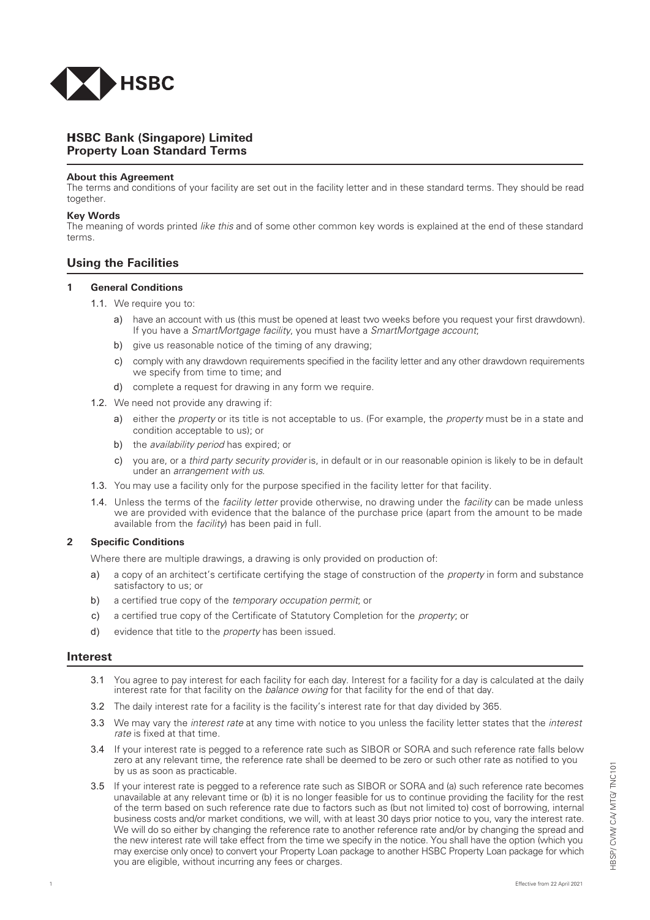# HSBC Bank (Singapore) Limited
# Property Loan Standard Terms

### About this Agreement

The terms and conditions of your facility are set out in the facility letter and in these standard terms. They should be read together.

### Key Words

The meaning of words printed *like this* and of some other common key words is explained at the end of these standard terms.

## Using the Facilities

### 1 General Conditions

1.1. We require you to:

a) have an account with us (this must be opened at least two weeks before you request your first drawdown). If you have a *SmartMortgage facility*, you must have a *SmartMortgage account*;

b) give us reasonable notice of the timing of any drawing;

c) comply with any drawdown requirements specified in the facility letter and any other drawdown requirements we specify from time to time; and

d) complete a request for drawing in any form we require.

1.2. We need not provide any drawing if:

a) either the *property* or its title is not acceptable to us. (For example, the *property* must be in a state and condition acceptable to us); or

b) the *availability period* has expired; or

c) you are, or a *third party security provider* is, in default or in our reasonable opinion is likely to be in default under an *arrangement with us.*

1.3. You may use a facility only for the purpose specified in the facility letter for that facility.

1.4. Unless the terms of the *facility letter* provide otherwise, no drawing under the *facility* can be made unless we are provided with evidence that the balance of the purchase price (apart from the amount to be made available from the *facility*) has been paid in full.

### 2 Specific Conditions

Where there are multiple drawings, a drawing is only provided on production of:

a) a copy of an architect's certificate certifying the stage of construction of the *property* in form and substance satisfactory to us; or

b) a certified true copy of the *temporary occupation permit*; or

c) a certified true copy of the Certificate of Statutory Completion for the *property*; or

d) evidence that title to the *property* has been issued.

## Interest

3.1 You agree to pay interest for each facility for each day. Interest for a facility for a day is calculated at the daily interest rate for that facility on the *balance owing* for that facility for the end of that day.

3.2 The daily interest rate for a facility is the facility's interest rate for that day divided by 365.

3.3 We may vary the *interest rate* at any time with notice to you unless the facility letter states that the *interest rate* is fixed at that time.

3.4 If your interest rate is pegged to a reference rate such as SIBOR or SORA and such reference rate falls below zero at any relevant time, the reference rate shall be deemed to be zero or such other rate as notified to you by us as soon as practicable.

3.5 If your interest rate is pegged to a reference rate such as SIBOR or SORA and (a) such reference rate becomes unavailable at any relevant time or (b) it is no longer feasible for us to continue providing the facility for the rest of the term based on such reference rate due to factors such as (but not limited to) cost of borrowing, internal business costs and/or market conditions, we will, with at least 30 days prior notice to you, vary the interest rate. We will do so either by changing the reference rate to another reference rate and/or by changing the spread and the new interest rate will take effect from the time we specify in the notice. You shall have the option (which you may exercise only once) to convert your Property Loan package to another HSBC Property Loan package for which you are eligible, without incurring any fees or charges.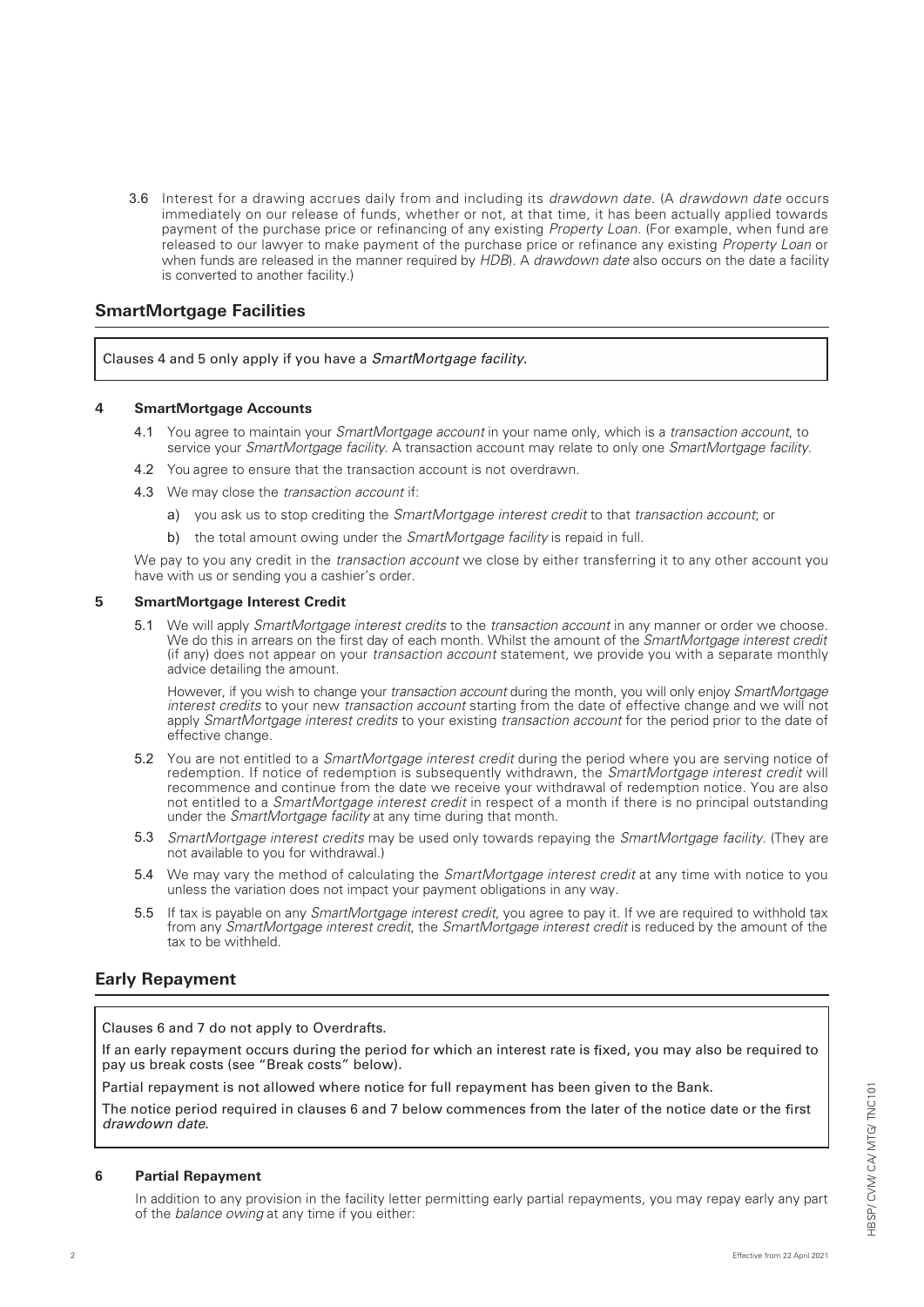3.6 Interest for a drawing accrues daily from and including its *drawdown date*. (A *drawdown date* occurs immediately on our release of funds, whether or not, at that time, it has been actually applied towards payment of the purchase price or refinancing of any existing *Property Loan*. (For example, when fund are released to our lawyer to make payment of the purchase price or refinance any existing *Property Loan* or when funds are released in the manner required by *HDB*). A *drawdown date* also occurs on the date a facility is converted to another facility.)

## SmartMortgage Facilities

Clauses 4 and 5 only apply if you have a *SmartMortgage facility*.

### 4 SmartMortgage Accounts

4.1 You agree to maintain your *SmartMortgage account* in your name only, which is a *transaction account*, to service your *SmartMortgage facility*. A transaction account may relate to only one *SmartMortgage facility*.

4.2 You agree to ensure that the transaction account is not overdrawn.

4.3 We may close the *transaction account* if:

a) you ask us to stop crediting the *SmartMortgage interest credit* to that *transaction account*; or

b) the total amount owing under the *SmartMortgage facility* is repaid in full.

We pay to you any credit in the *transaction account* we close by either transferring it to any other account you have with us or sending you a cashier's order.

### 5 SmartMortgage Interest Credit

5.1 We will apply *SmartMortgage interest credits* to the *transaction account* in any manner or order we choose. We do this in arrears on the first day of each month. Whilst the amount of the *SmartMortgage interest credit* (if any) does not appear on your *transaction account* statement, we provide you with a separate monthly advice detailing the amount.

However, if you wish to change your *transaction account* during the month, you will only enjoy *SmartMortgage interest credits* to your new *transaction account* starting from the date of effective change and we will not apply *SmartMortgage interest credits* to your existing *transaction account* for the period prior to the date of effective change.

5.2 You are not entitled to a *SmartMortgage interest credit* during the period where you are serving notice of redemption. If notice of redemption is subsequently withdrawn, the *SmartMortgage interest credit* will recommence and continue from the date we receive your withdrawal of redemption notice. You are also not entitled to a *SmartMortgage interest credit* in respect of a month if there is no principal outstanding under the *SmartMortgage facility* at any time during that month.

5.3 *SmartMortgage interest credits* may be used only towards repaying the *SmartMortgage facility*. (They are not available to you for withdrawal.)

5.4 We may vary the method of calculating the *SmartMortgage interest credit* at any time with notice to you unless the variation does not impact your payment obligations in any way.

5.5 If tax is payable on any *SmartMortgage interest credit*, you agree to pay it. If we are required to withhold tax from any *SmartMortgage interest credit*, the *SmartMortgage interest credit* is reduced by the amount of the tax to be withheld.

## Early Repayment

Clauses 6 and 7 do not apply to Overdrafts.

If an early repayment occurs during the period for which an interest rate is fixed, you may also be required to pay us break costs (see "Break costs" below).

Partial repayment is not allowed where notice for full repayment has been given to the Bank.

The notice period required in clauses 6 and 7 below commences from the later of the notice date or the first *drawdown date*.

### 6 Partial Repayment

In addition to any provision in the facility letter permitting early partial repayments, you may repay early any part of the *balance owing* at any time if you either: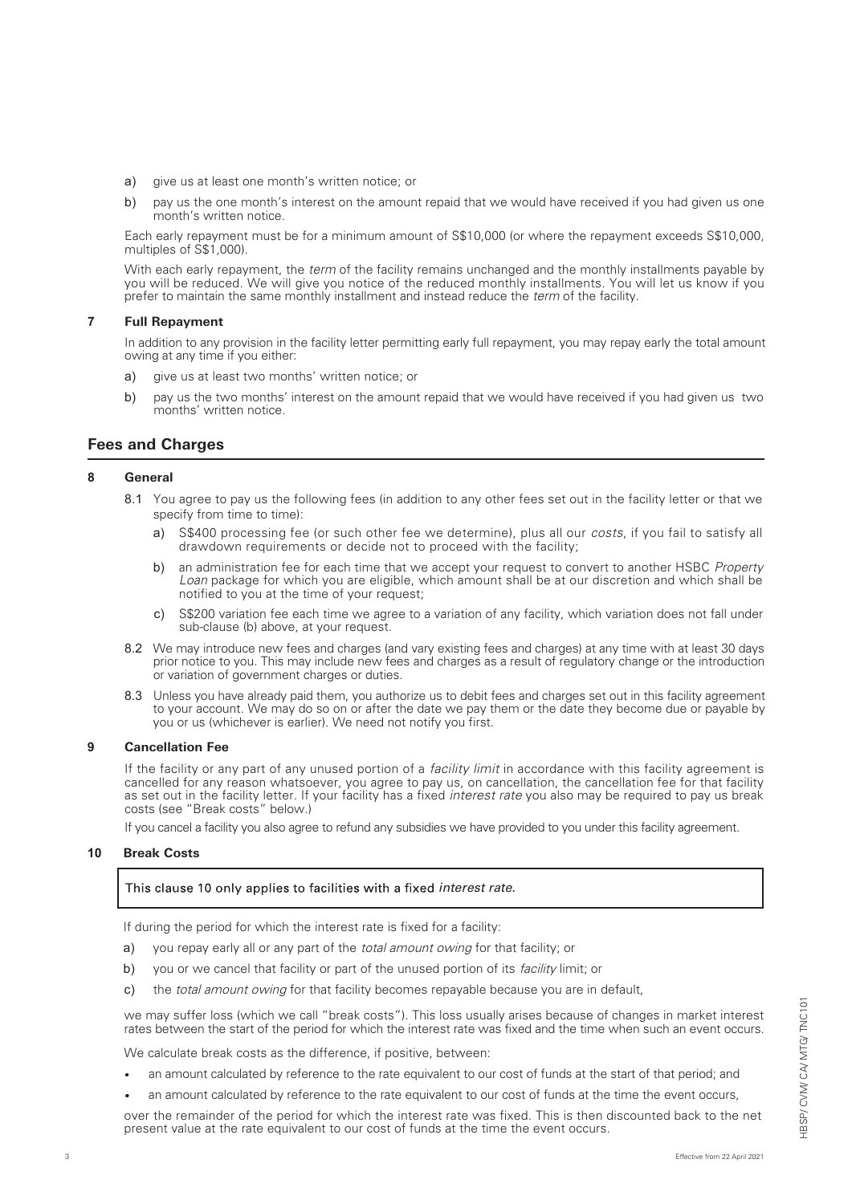a) give us at least one month's written notice; or

b) pay us the one month's interest on the amount repaid that we would have received if you had given us one month's written notice.

Each early repayment must be for a minimum amount of S$10,000 (or where the repayment exceeds S$10,000, multiples of S$1,000).

With each early repayment, the *term* of the facility remains unchanged and the monthly installments payable by you will be reduced. We will give you notice of the reduced monthly installments. You will let us know if you prefer to maintain the same monthly installment and instead reduce the *term* of the facility.

### 7 Full Repayment

In addition to any provision in the facility letter permitting early full repayment, you may repay early the total amount owing at any time if you either:

a) give us at least two months' written notice; or

b) pay us the two months' interest on the amount repaid that we would have received if you had given us two months' written notice.

## Fees and Charges

### 8 General

8.1 You agree to pay us the following fees (in addition to any other fees set out in the facility letter or that we specify from time to time):

a) S$400 processing fee (or such other fee we determine), plus all our *costs*, if you fail to satisfy all drawdown requirements or decide not to proceed with the facility;

b) an administration fee for each time that we accept your request to convert to another HSBC *Property Loan* package for which you are eligible, which amount shall be at our discretion and which shall be notified to you at the time of your request;

c) S$200 variation fee each time we agree to a variation of any facility, which variation does not fall under sub-clause (b) above, at your request.

8.2 We may introduce new fees and charges (and vary existing fees and charges) at any time with at least 30 days prior notice to you. This may include new fees and charges as a result of regulatory change or the introduction or variation of government charges or duties.

8.3 Unless you have already paid them, you authorize us to debit fees and charges set out in this facility agreement to your account. We may do so on or after the date we pay them or the date they become due or payable by you or us (whichever is earlier). We need not notify you first.

### 9 Cancellation Fee

If the facility or any part of any unused portion of a *facility limit* in accordance with this facility agreement is cancelled for any reason whatsoever, you agree to pay us, on cancellation, the cancellation fee for that facility as set out in the facility letter. If your facility has a fixed *interest rate* you also may be required to pay us break costs (see "Break costs" below.)

If you cancel a facility you also agree to refund any subsidies we have provided to you under this facility agreement.

### 10 Break Costs

This clause 10 only applies to facilities with a fixed *interest rate*.

If during the period for which the interest rate is fixed for a facility:

a) you repay early all or any part of the *total amount owing* for that facility; or

b) you or we cancel that facility or part of the unused portion of its *facility* limit; or

c) the *total amount owing* for that facility becomes repayable because you are in default,

we may suffer loss (which we call "break costs"). This loss usually arises because of changes in market interest rates between the start of the period for which the interest rate was fixed and the time when such an event occurs.

We calculate break costs as the difference, if positive, between:

- an amount calculated by reference to the rate equivalent to our cost of funds at the start of that period; and
- an amount calculated by reference to the rate equivalent to our cost of funds at the time the event occurs,

over the remainder of the period for which the interest rate was fixed. This is then discounted back to the net present value at the rate equivalent to our cost of funds at the time the event occurs.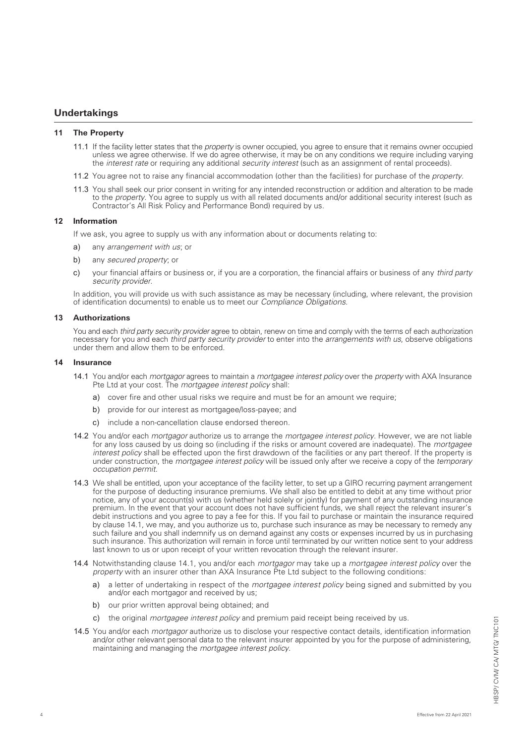## Undertakings

### 11 The Property

11.1 If the facility letter states that the *property* is owner occupied, you agree to ensure that it remains owner occupied unless we agree otherwise. If we do agree otherwise, it may be on any conditions we require including varying the *interest rate* or requiring any additional *security interest* (such as an assignment of rental proceeds).

11.2 You agree not to raise any financial accommodation (other than the facilities) for purchase of the *property*.

11.3 You shall seek our prior consent in writing for any intended reconstruction or addition and alteration to be made to the *property*. You agree to supply us with all related documents and/or additional security interest (such as Contractor's All Risk Policy and Performance Bond) required by us.

### 12 Information

If we ask, you agree to supply us with any information about or documents relating to:

a) any *arrangement with us*; or

b) any *secured property*; or

c) your financial affairs or business or, if you are a corporation, the financial affairs or business of any *third party security provider*.

In addition, you will provide us with such assistance as may be necessary (including, where relevant, the provision of identification documents) to enable us to meet our *Compliance Obligations*.

### 13 Authorizations

You and each *third party security provider* agree to obtain, renew on time and comply with the terms of each authorization necessary for you and each *third party security provider* to enter into the *arrangements with us*, observe obligations under them and allow them to be enforced.

### 14 Insurance

14.1 You and/or each *mortgagor* agrees to maintain a *mortgagee interest policy* over the *property* with AXA Insurance Pte Ltd at your cost. The *mortgagee interest policy* shall:

a) cover fire and other usual risks we require and must be for an amount we require;

b) provide for our interest as mortgagee/loss-payee; and

c) include a non-cancellation clause endorsed thereon.

14.2 You and/or each *mortgagor* authorize us to arrange the *mortgagee interest policy*. However, we are not liable for any loss caused by us doing so (including if the risks or amount covered are inadequate). The *mortgagee interest policy* shall be effected upon the first drawdown of the facilities or any part thereof. If the property is under construction, the *mortgagee interest policy* will be issued only after we receive a copy of the *temporary occupation permit*.

14.3 We shall be entitled, upon your acceptance of the facility letter, to set up a GIRO recurring payment arrangement for the purpose of deducting insurance premiums. We shall also be entitled to debit at any time without prior notice, any of your account(s) with us (whether held solely or jointly) for payment of any outstanding insurance premium. In the event that your account does not have sufficient funds, we shall reject the relevant insurer's debit instructions and you agree to pay a fee for this. If you fail to purchase or maintain the insurance required by clause 14.1, we may, and you authorize us to, purchase such insurance as may be necessary to remedy any such failure and you shall indemnify us on demand against any costs or expenses incurred by us in purchasing such insurance. This authorization will remain in force until terminated by our written notice sent to your address last known to us or upon receipt of your written revocation through the relevant insurer.

14.4 Notwithstanding clause 14.1, you and/or each *mortgagor* may take up a *mortgagee interest policy* over the *property* with an insurer other than AXA Insurance Pte Ltd subject to the following conditions:

a) a letter of undertaking in respect of the *mortgagee interest policy* being signed and submitted by you and/or each mortgagor and received by us;

b) our prior written approval being obtained; and

c) the original *mortgagee interest policy* and premium paid receipt being received by us.

14.5 You and/or each *mortgagor* authorize us to disclose your respective contact details, identification information and/or other relevant personal data to the relevant insurer appointed by you for the purpose of administering, maintaining and managing the *mortgagee interest policy*.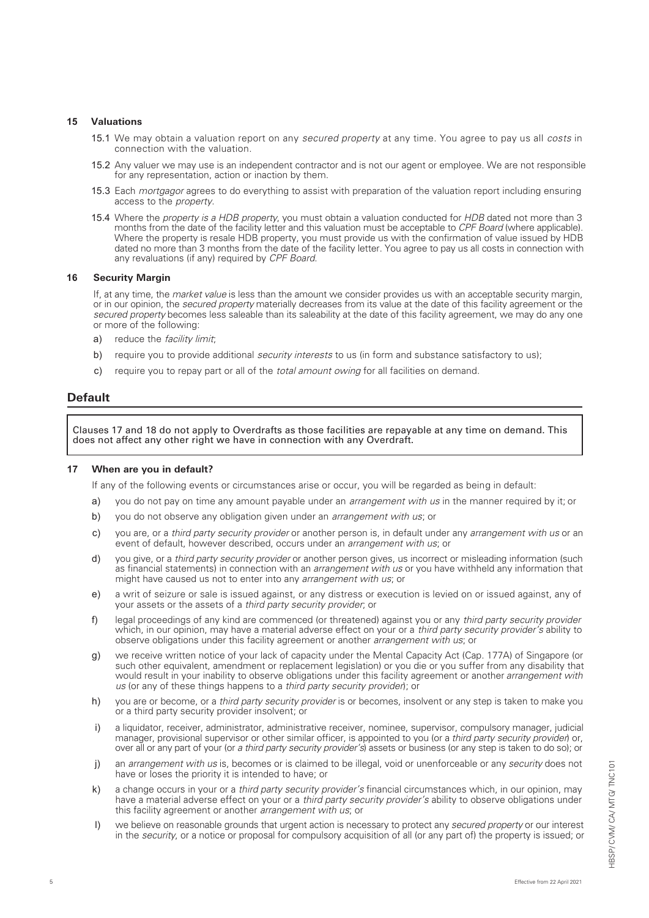### 15 Valuations

15.1 We may obtain a valuation report on any *secured property* at any time. You agree to pay us all *costs* in connection with the valuation.

15.2 Any valuer we may use is an independent contractor and is not our agent or employee. We are not responsible for any representation, action or inaction by them.

15.3 Each *mortgagor* agrees to do everything to assist with preparation of the valuation report including ensuring access to the *property*.

15.4 Where the *property is a HDB property*, you must obtain a valuation conducted for *HDB* dated not more than 3 months from the date of the facility letter and this valuation must be acceptable to *CPF Board* (where applicable). Where the property is resale HDB property, you must provide us with the confirmation of value issued by HDB dated no more than 3 months from the date of the facility letter. You agree to pay us all costs in connection with any revaluations (if any) required by *CPF Board*.

### 16 Security Margin

If, at any time, the *market value* is less than the amount we consider provides us with an acceptable security margin, or in our opinion, the *secured property* materially decreases from its value at the date of this facility agreement or the *secured property* becomes less saleable than its saleability at the date of this facility agreement, we may do any one or more of the following:

a) reduce the *facility limit*;

b) require you to provide additional *security interests* to us (in form and substance satisfactory to us);

c) require you to repay part or all of the *total amount owing* for all facilities on demand.

## Default

Clauses 17 and 18 do not apply to Overdrafts as those facilities are repayable at any time on demand. This does not affect any other right we have in connection with any Overdraft.

### 17 When are you in default?

If any of the following events or circumstances arise or occur, you will be regarded as being in default:

a) you do not pay on time any amount payable under an *arrangement with us* in the manner required by it; or

b) you do not observe any obligation given under an *arrangement with us*; or

c) you are, or a *third party security provider* or another person is, in default under any *arrangement with us* or an event of default, however described, occurs under an *arrangement with us*; or

d) you give, or a *third party security provider* or another person gives, us incorrect or misleading information (such as financial statements) in connection with an *arrangement with us* or you have withheld any information that might have caused us not to enter into any *arrangement with us*; or

e) a writ of seizure or sale is issued against, or any distress or execution is levied on or issued against, any of your assets or the assets of a *third party security provider*; or

f) legal proceedings of any kind are commenced (or threatened) against you or any *third party security provider* which, in our opinion, may have a material adverse effect on your or a *third party security provider's* ability to observe obligations under this facility agreement or another *arrangement with us*; or

g) we receive written notice of your lack of capacity under the Mental Capacity Act (Cap. 177A) of Singapore (or such other equivalent, amendment or replacement legislation) or you die or you suffer from any disability that would result in your inability to observe obligations under this facility agreement or another *arrangement with us* (or any of these things happens to a *third party security provider*); or

h) you are or become, or a *third party security provider* is or becomes, insolvent or any step is taken to make you or a third party security provider insolvent; or

i) a liquidator, receiver, administrator, administrative receiver, nominee, supervisor, compulsory manager, judicial manager, provisional supervisor or other similar officer, is appointed to you (or a *third party security provider*) or, over all or any part of your (or *a third party security provider's*) assets or business (or any step is taken to do so); or

j) an *arrangement with us* is, becomes or is claimed to be illegal, void or unenforceable or any *security* does not have or loses the priority it is intended to have; or

k) a change occurs in your or a *third party security provider's* financial circumstances which, in our opinion, may have a material adverse effect on your or a *third party security provider's* ability to observe obligations under this facility agreement or another *arrangement with us*; or

l) we believe on reasonable grounds that urgent action is necessary to protect any *secured property* or our interest in the *security*, or a notice or proposal for compulsory acquisition of all (or any part of) the property is issued; or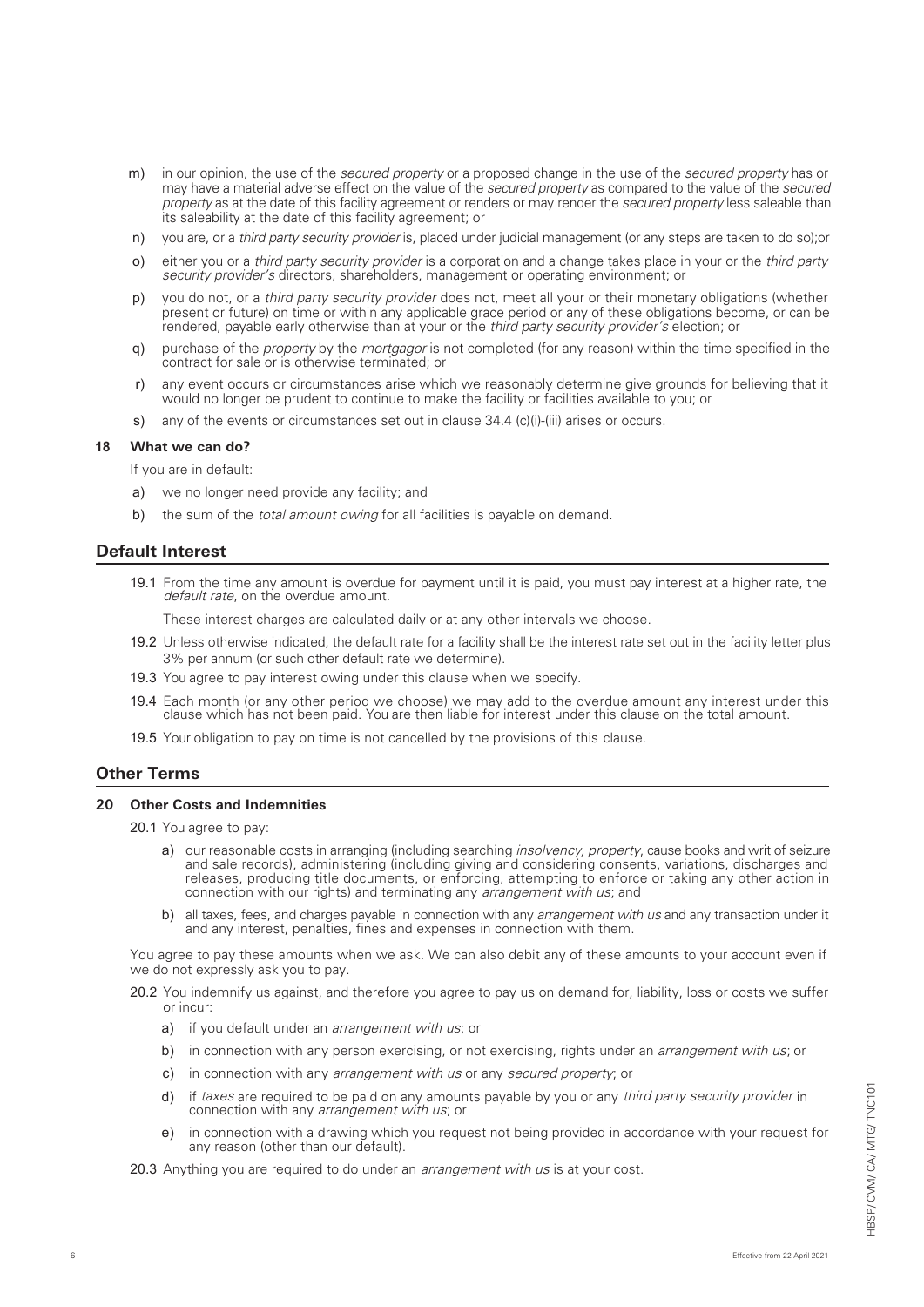m) in our opinion, the use of the *secured property* or a proposed change in the use of the *secured property* has or may have a material adverse effect on the value of the *secured property* as compared to the value of the *secured property* as at the date of this facility agreement or renders or may render the *secured property* less saleable than its saleability at the date of this facility agreement; or

n) you are, or a *third party security provider* is, placed under judicial management (or any steps are taken to do so);or

o) either you or a *third party security provider* is a corporation and a change takes place in your or the *third party security provider's* directors, shareholders, management or operating environment; or

p) you do not, or a *third party security provider* does not, meet all your or their monetary obligations (whether present or future) on time or within any applicable grace period or any of these obligations become, or can be rendered, payable early otherwise than at your or the *third party security provider's* election; or

q) purchase of the *property* by the *mortgagor* is not completed (for any reason) within the time specified in the contract for sale or is otherwise terminated; or

r) any event occurs or circumstances arise which we reasonably determine give grounds for believing that it would no longer be prudent to continue to make the facility or facilities available to you; or

s) any of the events or circumstances set out in clause 34.4 (c)(i)-(iii) arises or occurs.

**18 What we can do?**

If you are in default:

a) we no longer need provide any facility; and

b) the sum of the *total amount owing* for all facilities is payable on demand.

## Default Interest

19.1 From the time any amount is overdue for payment until it is paid, you must pay interest at a higher rate, the *default rate*, on the overdue amount.

These interest charges are calculated daily or at any other intervals we choose.

19.2 Unless otherwise indicated, the default rate for a facility shall be the interest rate set out in the facility letter plus 3% per annum (or such other default rate we determine).

19.3 You agree to pay interest owing under this clause when we specify.

19.4 Each month (or any other period we choose) we may add to the overdue amount any interest under this clause which has not been paid. You are then liable for interest under this clause on the total amount.

19.5 Your obligation to pay on time is not cancelled by the provisions of this clause.

## Other Terms

**20 Other Costs and Indemnities**

20.1 You agree to pay:

a) our reasonable costs in arranging (including searching *insolvency, property*, cause books and writ of seizure and sale records), administering (including giving and considering consents, variations, discharges and releases, producing title documents, or enforcing, attempting to enforce or taking any other action in connection with our rights) and terminating any *arrangement with us*; and

b) all taxes, fees, and charges payable in connection with any *arrangement with us* and any transaction under it and any interest, penalties, fines and expenses in connection with them.

You agree to pay these amounts when we ask. We can also debit any of these amounts to your account even if we do not expressly ask you to pay.

20.2 You indemnify us against, and therefore you agree to pay us on demand for, liability, loss or costs we suffer or incur:

a) if you default under an *arrangement with us*; or

b) in connection with any person exercising, or not exercising, rights under an *arrangement with us*; or

c) in connection with any *arrangement with us* or any *secured property*; or

d) if *taxes* are required to be paid on any amounts payable by you or any *third party security provider* in connection with any *arrangement with us*; or

e) in connection with a drawing which you request not being provided in accordance with your request for any reason (other than our default).

20.3 Anything you are required to do under an *arrangement with us* is at your cost.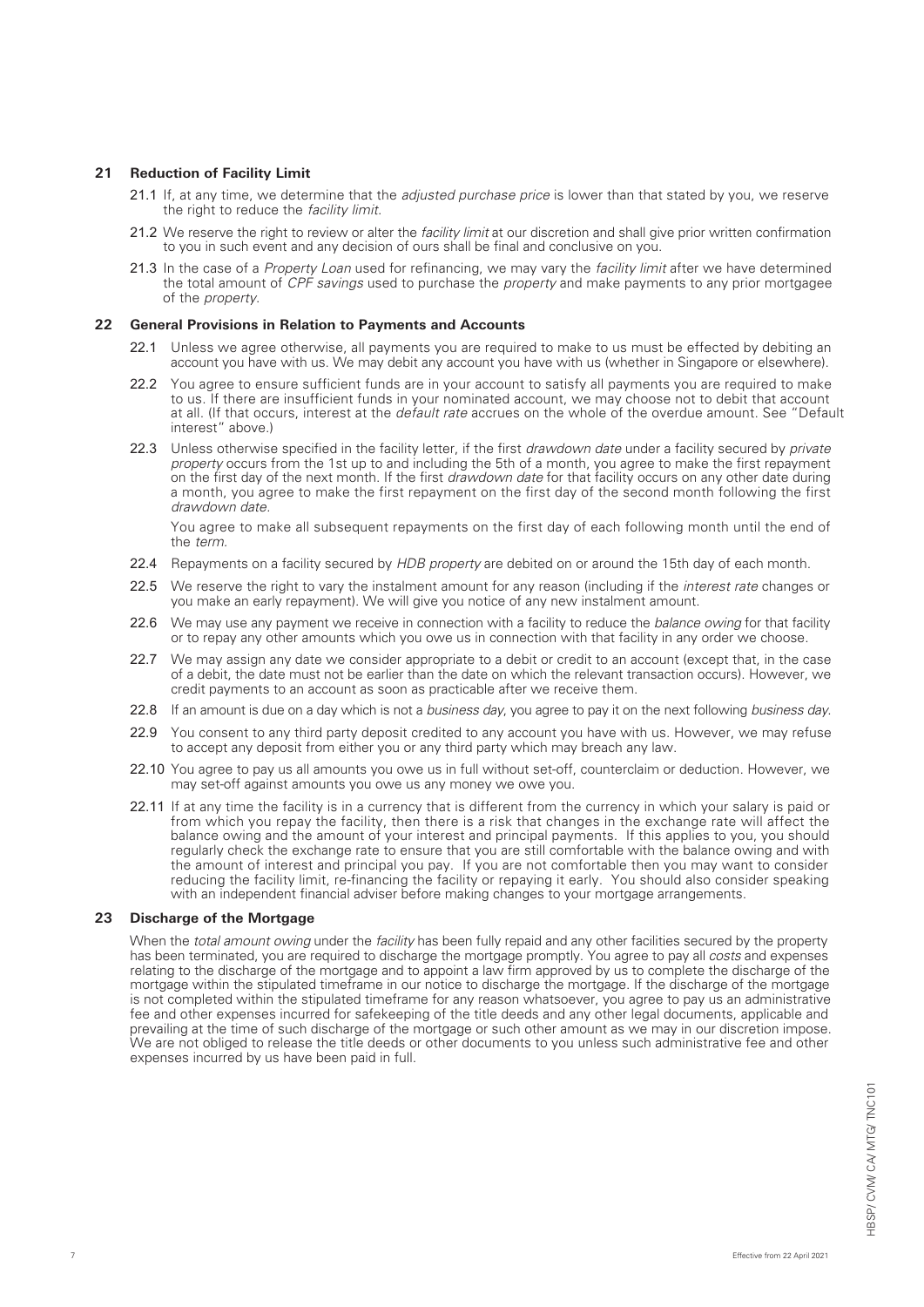## 21 Reduction of Facility Limit

21.1 If, at any time, we determine that the *adjusted purchase price* is lower than that stated by you, we reserve the right to reduce the *facility limit*.

21.2 We reserve the right to review or alter the *facility limit* at our discretion and shall give prior written confirmation to you in such event and any decision of ours shall be final and conclusive on you.

21.3 In the case of a *Property Loan* used for refinancing, we may vary the *facility limit* after we have determined the total amount of *CPF savings* used to purchase the *property* and make payments to any prior mortgagee of the *property*.

## 22 General Provisions in Relation to Payments and Accounts

22.1 Unless we agree otherwise, all payments you are required to make to us must be effected by debiting an account you have with us. We may debit any account you have with us (whether in Singapore or elsewhere).

22.2 You agree to ensure sufficient funds are in your account to satisfy all payments you are required to make to us. If there are insufficient funds in your nominated account, we may choose not to debit that account at all. (If that occurs, interest at the *default rate* accrues on the whole of the overdue amount. See "Default interest" above.)

22.3 Unless otherwise specified in the facility letter, if the first *drawdown date* under a facility secured by *private property* occurs from the 1st up to and including the 5th of a month, you agree to make the first repayment on the first day of the next month. If the first *drawdown date* for that facility occurs on any other date during a month, you agree to make the first repayment on the first day of the second month following the first *drawdown date*.

You agree to make all subsequent repayments on the first day of each following month until the end of the *term*.

22.4 Repayments on a facility secured by *HDB property* are debited on or around the 15th day of each month.

22.5 We reserve the right to vary the instalment amount for any reason (including if the *interest rate* changes or you make an early repayment). We will give you notice of any new instalment amount.

22.6 We may use any payment we receive in connection with a facility to reduce the *balance owing* for that facility or to repay any other amounts which you owe us in connection with that facility in any order we choose.

22.7 We may assign any date we consider appropriate to a debit or credit to an account (except that, in the case of a debit, the date must not be earlier than the date on which the relevant transaction occurs). However, we credit payments to an account as soon as practicable after we receive them.

22.8 If an amount is due on a day which is not a *business day*, you agree to pay it on the next following *business day*.

22.9 You consent to any third party deposit credited to any account you have with us. However, we may refuse to accept any deposit from either you or any third party which may breach any law.

22.10 You agree to pay us all amounts you owe us in full without set-off, counterclaim or deduction. However, we may set-off against amounts you owe us any money we owe you.

22.11 If at any time the facility is in a currency that is different from the currency in which your salary is paid or from which you repay the facility, then there is a risk that changes in the exchange rate will affect the balance owing and the amount of your interest and principal payments. If this applies to you, you should regularly check the exchange rate to ensure that you are still comfortable with the balance owing and with the amount of interest and principal you pay. If you are not comfortable then you may want to consider reducing the facility limit, re-financing the facility or repaying it early. You should also consider speaking with an independent financial adviser before making changes to your mortgage arrangements.

## 23 Discharge of the Mortgage

When the *total amount owing* under the *facility* has been fully repaid and any other facilities secured by the property has been terminated, you are required to discharge the mortgage promptly. You agree to pay all *costs* and expenses relating to the discharge of the mortgage and to appoint a law firm approved by us to complete the discharge of the mortgage within the stipulated timeframe in our notice to discharge the mortgage. If the discharge of the mortgage is not completed within the stipulated timeframe for any reason whatsoever, you agree to pay us an administrative fee and other expenses incurred for safekeeping of the title deeds and any other legal documents, applicable and prevailing at the time of such discharge of the mortgage or such other amount as we may in our discretion impose. We are not obliged to release the title deeds or other documents to you unless such administrative fee and other expenses incurred by us have been paid in full.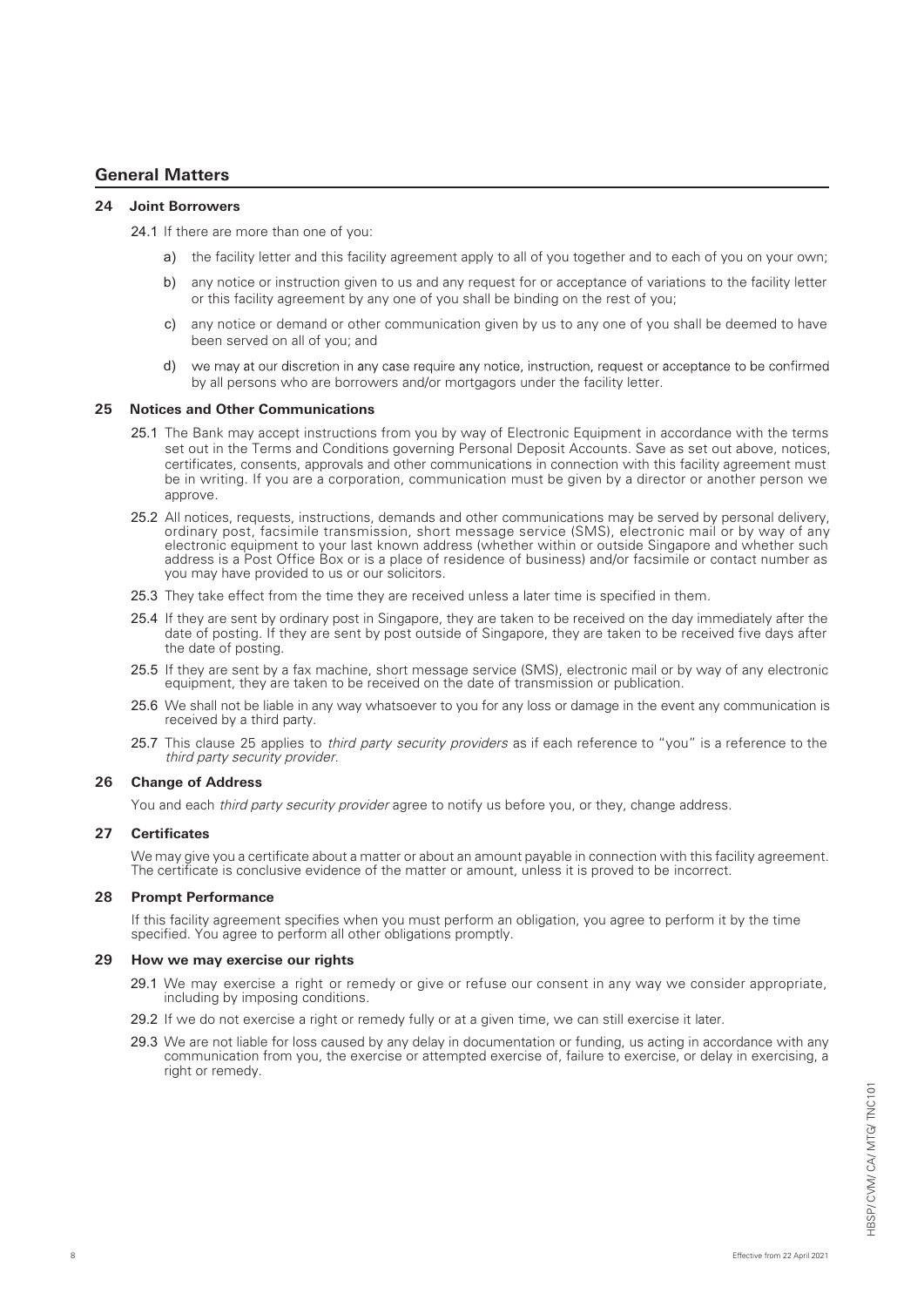## General Matters

### 24 Joint Borrowers

24.1 If there are more than one of you:

a) the facility letter and this facility agreement apply to all of you together and to each of you on your own;

b) any notice or instruction given to us and any request for or acceptance of variations to the facility letter or this facility agreement by any one of you shall be binding on the rest of you;

c) any notice or demand or other communication given by us to any one of you shall be deemed to have been served on all of you; and

d) we may at our discretion in any case require any notice, instruction, request or acceptance to be confirmed by all persons who are borrowers and/or mortgagors under the facility letter.

### 25 Notices and Other Communications

25.1 The Bank may accept instructions from you by way of Electronic Equipment in accordance with the terms set out in the Terms and Conditions governing Personal Deposit Accounts. Save as set out above, notices, certificates, consents, approvals and other communications in connection with this facility agreement must be in writing. If you are a corporation, communication must be given by a director or another person we approve.

25.2 All notices, requests, instructions, demands and other communications may be served by personal delivery, ordinary post, facsimile transmission, short message service (SMS), electronic mail or by way of any electronic equipment to your last known address (whether within or outside Singapore and whether such address is a Post Office Box or is a place of residence of business) and/or facsimile or contact number as you may have provided to us or our solicitors.

25.3 They take effect from the time they are received unless a later time is specified in them.

25.4 If they are sent by ordinary post in Singapore, they are taken to be received on the day immediately after the date of posting. If they are sent by post outside of Singapore, they are taken to be received five days after the date of posting.

25.5 If they are sent by a fax machine, short message service (SMS), electronic mail or by way of any electronic equipment, they are taken to be received on the date of transmission or publication.

25.6 We shall not be liable in any way whatsoever to you for any loss or damage in the event any communication is received by a third party.

25.7 This clause 25 applies to *third party security providers* as if each reference to "you" is a reference to the *third party security provider*.

### 26 Change of Address

You and each *third party security provider* agree to notify us before you, or they, change address.

### 27 Certificates

We may give you a certificate about a matter or about an amount payable in connection with this facility agreement. The certificate is conclusive evidence of the matter or amount, unless it is proved to be incorrect.

### 28 Prompt Performance

If this facility agreement specifies when you must perform an obligation, you agree to perform it by the time specified. You agree to perform all other obligations promptly.

### 29 How we may exercise our rights

29.1 We may exercise a right or remedy or give or refuse our consent in any way we consider appropriate, including by imposing conditions.

29.2 If we do not exercise a right or remedy fully or at a given time, we can still exercise it later.

29.3 We are not liable for loss caused by any delay in documentation or funding, us acting in accordance with any communication from you, the exercise or attempted exercise of, failure to exercise, or delay in exercising, a right or remedy.

Effective from 22 April 2021

HBSP/ CVM/ CA/ MTG/ TNC101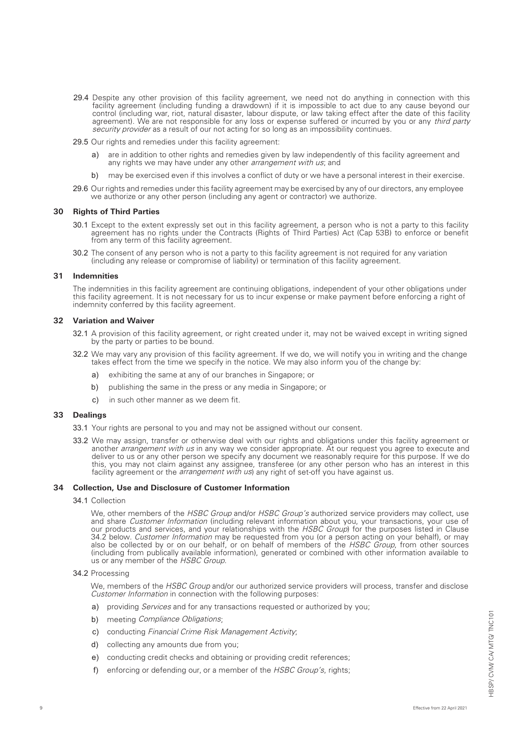29.4 Despite any other provision of this facility agreement, we need not do anything in connection with this facility agreement (including funding a drawdown) if it is impossible to act due to any cause beyond our control (including war, riot, natural disaster, labour dispute, or law taking effect after the date of this facility agreement). We are not responsible for any loss or expense suffered or incurred by you or any *third party security provider* as a result of our not acting for so long as an impossibility continues.

29.5 Our rights and remedies under this facility agreement:

a) are in addition to other rights and remedies given by law independently of this facility agreement and any rights we may have under any other *arrangement with us*; and

b) may be exercised even if this involves a conflict of duty or we have a personal interest in their exercise.

29.6 Our rights and remedies under this facility agreement may be exercised by any of our directors, any employee we authorize or any other person (including any agent or contractor) we authorize.

## 30 Rights of Third Parties

30.1 Except to the extent expressly set out in this facility agreement, a person who is not a party to this facility agreement has no rights under the Contracts (Rights of Third Parties) Act (Cap 53B) to enforce or benefit from any term of this facility agreement.

30.2 The consent of any person who is not a party to this facility agreement is not required for any variation (including any release or compromise of liability) or termination of this facility agreement.

## 31 Indemnities

The indemnities in this facility agreement are continuing obligations, independent of your other obligations under this facility agreement. It is not necessary for us to incur expense or make payment before enforcing a right of indemnity conferred by this facility agreement.

## 32 Variation and Waiver

32.1 A provision of this facility agreement, or right created under it, may not be waived except in writing signed by the party or parties to be bound.

32.2 We may vary any provision of this facility agreement. If we do, we will notify you in writing and the change takes effect from the time we specify in the notice. We may also inform you of the change by:

a) exhibiting the same at any of our branches in Singapore; or

b) publishing the same in the press or any media in Singapore; or

c) in such other manner as we deem fit.

## 33 Dealings

33.1 Your rights are personal to you and may not be assigned without our consent.

33.2 We may assign, transfer or otherwise deal with our rights and obligations under this facility agreement or another *arrangement with us* in any way we consider appropriate. At our request you agree to execute and deliver to us or any other person we specify any document we reasonably require for this purpose. If we do this, you may not claim against any assignee, transferee (or any other person who has an interest in this facility agreement or the *arrangement with us*) any right of set-off you have against us.

## 34 Collection, Use and Disclosure of Customer Information

34.1 Collection

We, other members of the *HSBC Group* and/or *HSBC Group's* authorized service providers may collect, use and share *Customer Information* (including relevant information about you, your transactions, your use of our products and services, and your relationships with the *HSBC Group*) for the purposes listed in Clause 34.2 below. *Customer Information* may be requested from you (or a person acting on your behalf), or may also be collected by or on our behalf, or on behalf of members of the *HSBC Group*, from other sources (including from publically available information), generated or combined with other information available to us or any member of the *HSBC Group*.

34.2 Processing

We, members of the *HSBC Group* and/or our authorized service providers will process, transfer and disclose *Customer Information* in connection with the following purposes:

a) providing *Services* and for any transactions requested or authorized by you;

b) meeting *Compliance Obligations*;

c) conducting *Financial Crime Risk Management Activity*;

d) collecting any amounts due from you;

e) conducting credit checks and obtaining or providing credit references;

f) enforcing or defending our, or a member of the *HSBC Group's*, rights;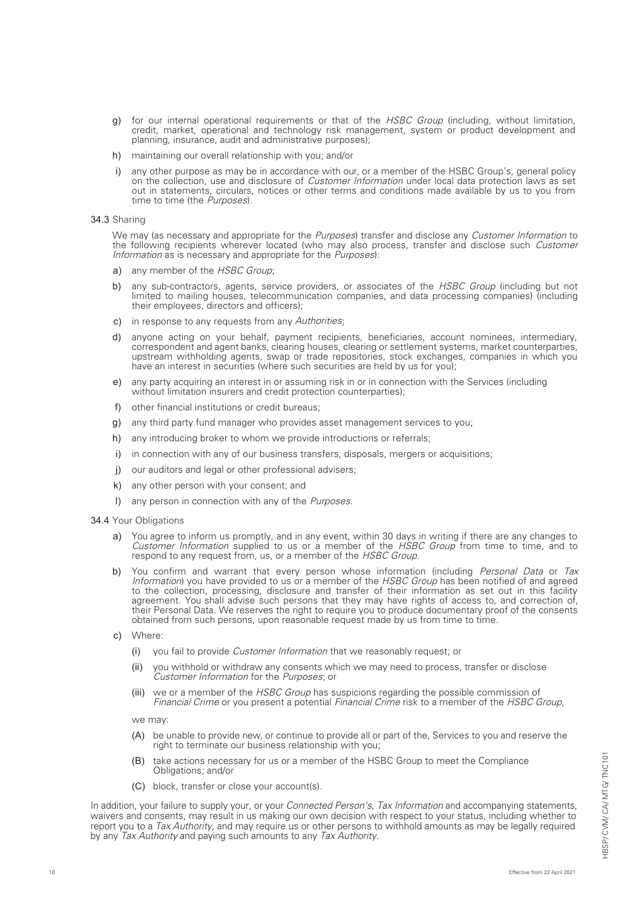g) for our internal operational requirements or that of the *HSBC Group* (including, without limitation, credit, market, operational and technology risk management, system or product development and planning, insurance, audit and administrative purposes);

h) maintaining our overall relationship with you; and/or

i) any other purpose as may be in accordance with our, or a member of the HSBC Group's, general policy on the collection, use and disclosure of *Customer Information* under local data protection laws as set out in statements, circulars, notices or other terms and conditions made available by us to you from time to time (the *Purposes*).

34.3 Sharing

We may (as necessary and appropriate for the *Purposes*) transfer and disclose any *Customer Information* to the following recipients wherever located (who may also process, transfer and disclose such *Customer Information* as is necessary and appropriate for the *Purposes*):

a) any member of the *HSBC Group*;

b) any sub-contractors, agents, service providers, or associates of the *HSBC Group* (including but not limited to mailing houses, telecommunication companies, and data processing companies) (including their employees, directors and officers);

c) in response to any requests from any *Authorities*;

d) anyone acting on your behalf, payment recipients, beneficiaries, account nominees, intermediary, correspondent and agent banks, clearing houses, clearing or settlement systems, market counterparties, upstream withholding agents, swap or trade repositories, stock exchanges, companies in which you have an interest in securities (where such securities are held by us for you);

e) any party acquiring an interest in or assuming risk in or in connection with the Services (including without limitation insurers and credit protection counterparties);

f) other financial institutions or credit bureaus;

g) any third party fund manager who provides asset management services to you;

h) any introducing broker to whom we provide introductions or referrals;

i) in connection with any of our business transfers, disposals, mergers or acquisitions;

j) our auditors and legal or other professional advisers;

k) any other person with your consent; and

l) any person in connection with any of the *Purposes*.

34.4 Your Obligations

a) You agree to inform us promptly, and in any event, within 30 days in writing if there are any changes to *Customer Information* supplied to us or a member of the *HSBC Group* from time to time, and to respond to any request from, us, or a member of the *HSBC Group*.

b) You confirm and warrant that every person whose information (including *Personal Data* or *Tax Information*) you have provided to us or a member of the *HSBC Group* has been notified of and agreed to the collection, processing, disclosure and transfer of their information as set out in this facility agreement. You shall advise such persons that they may have rights of access to, and correction of, their Personal Data. We reserves the right to require you to produce documentary proof of the consents obtained from such persons, upon reasonable request made by us from time to time.

c) Where:

(i) you fail to provide *Customer Information* that we reasonably request; or

(ii) you withhold or withdraw any consents which we may need to process, transfer or disclose *Customer Information* for the *Purposes*; or

(iii) we or a member of the *HSBC Group* has suspicions regarding the possible commission of *Financial Crime* or you present a potential *Financial Crime* risk to a member of the *HSBC Group*,

we may:

(A) be unable to provide new, or continue to provide all or part of the, Services to you and reserve the right to terminate our business relationship with you;

(B) take actions necessary for us or a member of the HSBC Group to meet the Compliance Obligations; and/or

(C) block, transfer or close your account(s).

In addition, your failure to supply your, or your *Connected Person's*, *Tax Information* and accompanying statements, waivers and consents, may result in us making our own decision with respect to your status, including whether to report you to a *Tax Authority*, and may require us or other persons to withhold amounts as may be legally required by any *Tax Authority* and paying such amounts to any *Tax Authority*.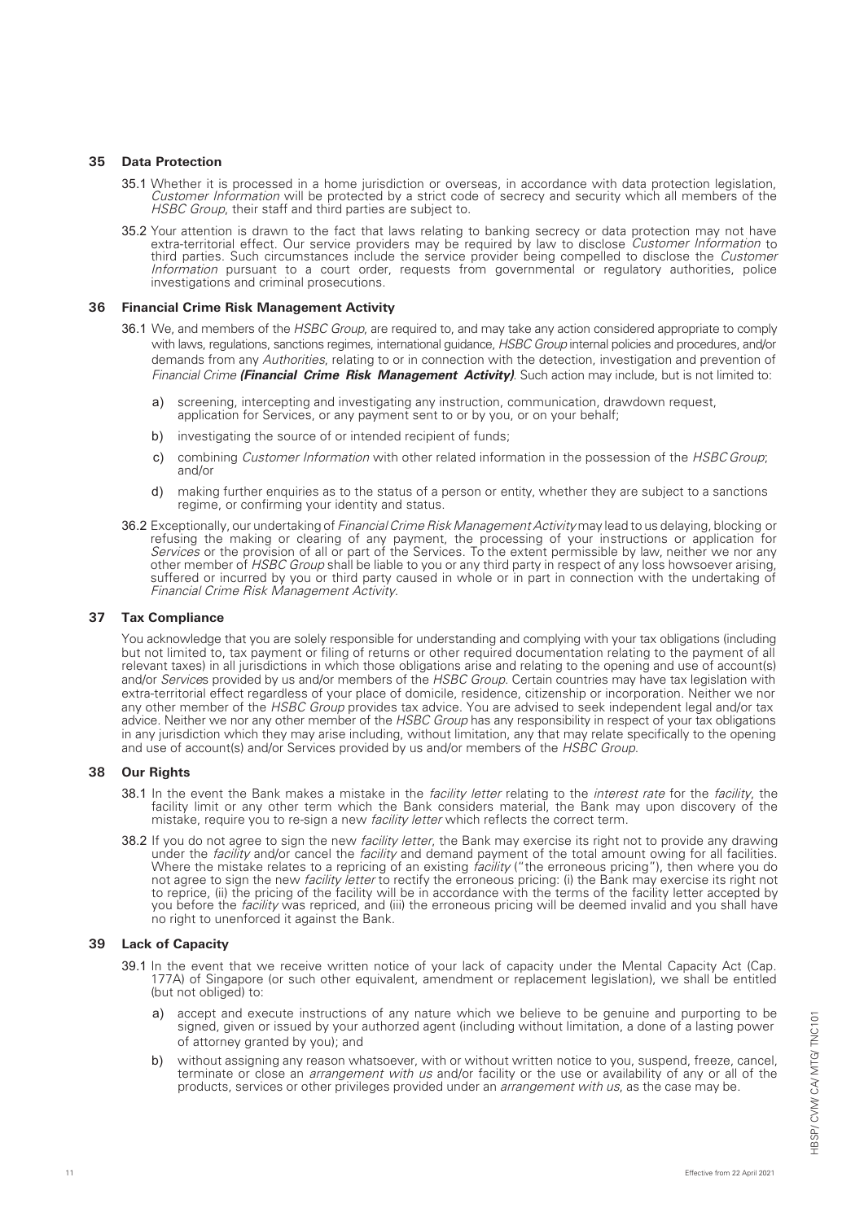## 35 Data Protection

35.1 Whether it is processed in a home jurisdiction or overseas, in accordance with data protection legislation, *Customer Information* will be protected by a strict code of secrecy and security which all members of the *HSBC Group*, their staff and third parties are subject to.

35.2 Your attention is drawn to the fact that laws relating to banking secrecy or data protection may not have extra-territorial effect. Our service providers may be required by law to disclose *Customer Information* to third parties. Such circumstances include the service provider being compelled to disclose the *Customer Information* pursuant to a court order, requests from governmental or regulatory authorities, police investigations and criminal prosecutions.

## 36 Financial Crime Risk Management Activity

36.1 We, and members of the *HSBC Group*, are required to, and may take any action considered appropriate to comply with laws, regulations, sanctions regimes, international guidance, *HSBC Group* internal policies and procedures, and/or demands from any *Authorities*, relating to or in connection with the detection, investigation and prevention of *Financial Crime* ***(Financial Crime Risk Management Activity)***. Such action may include, but is not limited to:

a) screening, intercepting and investigating any instruction, communication, drawdown request, application for Services, or any payment sent to or by you, or on your behalf;

b) investigating the source of or intended recipient of funds;

c) combining *Customer Information* with other related information in the possession of the *HSBC Group*; and/or

d) making further enquiries as to the status of a person or entity, whether they are subject to a sanctions regime, or confirming your identity and status.

36.2 Exceptionally, our undertaking of *Financial Crime Risk Management Activity* may lead to us delaying, blocking or refusing the making or clearing of any payment, the processing of your instructions or application for *Services* or the provision of all or part of the Services. To the extent permissible by law, neither we nor any other member of *HSBC Group* shall be liable to you or any third party in respect of any loss howsoever arising, suffered or incurred by you or third party caused in whole or in part in connection with the undertaking of *Financial Crime Risk Management Activity*.

## 37 Tax Compliance

You acknowledge that you are solely responsible for understanding and complying with your tax obligations (including but not limited to, tax payment or filing of returns or other required documentation relating to the payment of all relevant taxes) in all jurisdictions in which those obligations arise and relating to the opening and use of account(s) and/or *Service*s provided by us and/or members of the *HSBC Group*. Certain countries may have tax legislation with extra-territorial effect regardless of your place of domicile, residence, citizenship or incorporation. Neither we nor any other member of the *HSBC Group* provides tax advice. You are advised to seek independent legal and/or tax advice. Neither we nor any other member of the *HSBC Group* has any responsibility in respect of your tax obligations in any jurisdiction which they may arise including, without limitation, any that may relate specifically to the opening and use of account(s) and/or Services provided by us and/or members of the *HSBC Group*.

## 38 Our Rights

38.1 In the event the Bank makes a mistake in the *facility letter* relating to the *interest rate* for the *facility*, the facility limit or any other term which the Bank considers material, the Bank may upon discovery of the mistake, require you to re-sign a new *facility letter* which reflects the correct term.

38.2 If you do not agree to sign the new *facility letter*, the Bank may exercise its right not to provide any drawing under the *facility* and/or cancel the *facility* and demand payment of the total amount owing for all facilities. Where the mistake relates to a repricing of an existing *facility* ("the erroneous pricing"), then where you do not agree to sign the new *facility letter* to rectify the erroneous pricing: (i) the Bank may exercise its right not to reprice, (ii) the pricing of the facility will be in accordance with the terms of the facility letter accepted by you before the *facility* was repriced, and (iii) the erroneous pricing will be deemed invalid and you shall have no right to unenforced it against the Bank.

## 39 Lack of Capacity

39.1 In the event that we receive written notice of your lack of capacity under the Mental Capacity Act (Cap. 177A) of Singapore (or such other equivalent, amendment or replacement legislation), we shall be entitled (but not obliged) to:

a) accept and execute instructions of any nature which we believe to be genuine and purporting to be signed, given or issued by your authorized agent (including without limitation, a done of a lasting power of attorney granted by you); and

b) without assigning any reason whatsoever, with or without written notice to you, suspend, freeze, cancel, terminate or close an *arrangement with us* and/or facility or the use or availability of any or all of the products, services or other privileges provided under an *arrangement with us*, as the case may be.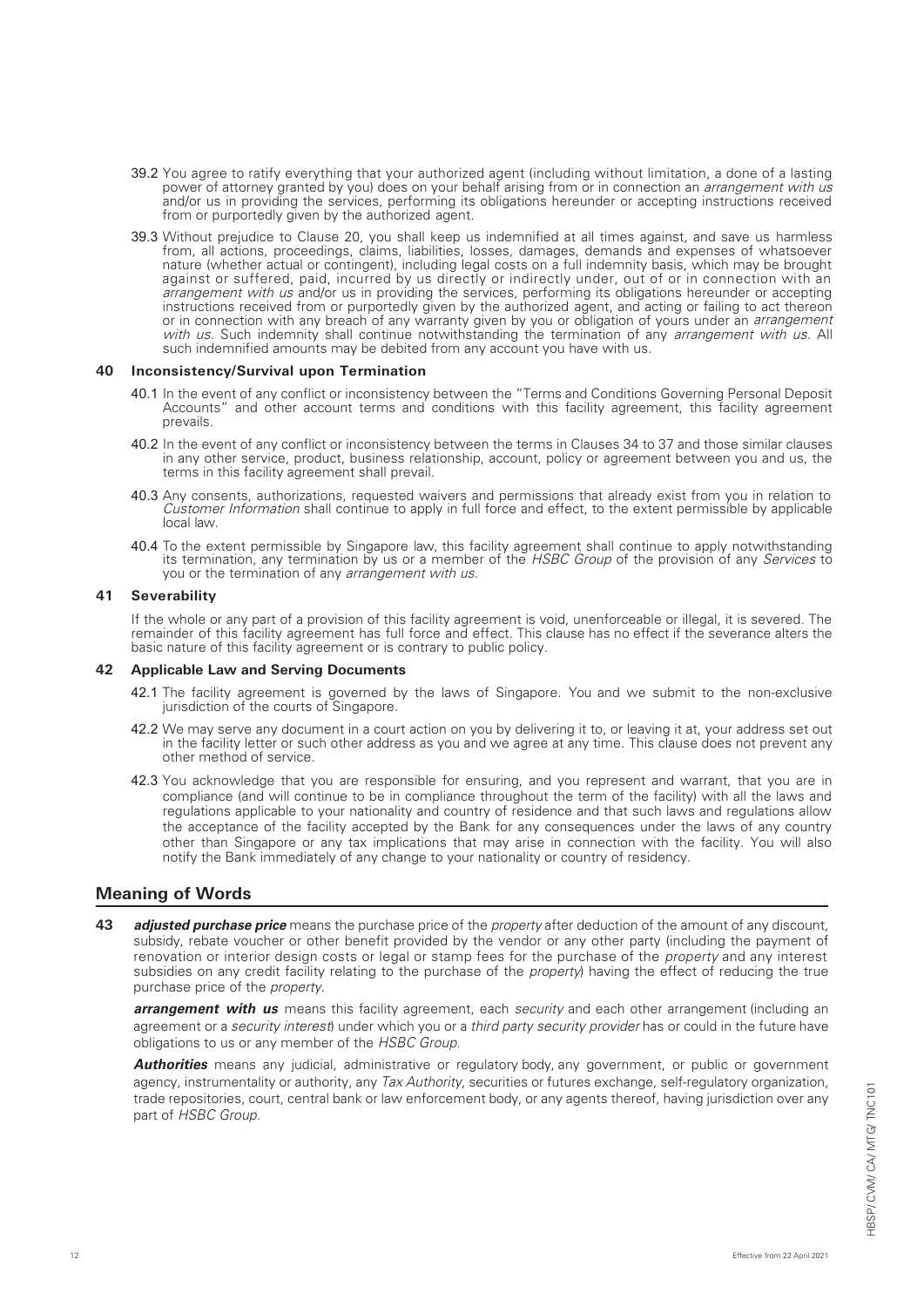39.2 You agree to ratify everything that your authorized agent (including without limitation, a done of a lasting power of attorney granted by you) does on your behalf arising from or in connection an *arrangement with us* and/or us in providing the services, performing its obligations hereunder or accepting instructions received from or purportedly given by the authorized agent.

39.3 Without prejudice to Clause 20, you shall keep us indemnified at all times against, and save us harmless from, all actions, proceedings, claims, liabilities, losses, damages, demands and expenses of whatsoever nature (whether actual or contingent), including legal costs on a full indemnity basis, which may be brought against or suffered, paid, incurred by us directly or indirectly under, out of or in connection with an *arrangement with us* and/or us in providing the services, performing its obligations hereunder or accepting instructions received from or purportedly given by the authorized agent, and acting or failing to act thereon or in connection with any breach of any warranty given by you or obligation of yours under an *arrangement with us*. Such indemnity shall continue notwithstanding the termination of any *arrangement with us*. All such indemnified amounts may be debited from any account you have with us.

### 40 Inconsistency/Survival upon Termination

40.1 In the event of any conflict or inconsistency between the "Terms and Conditions Governing Personal Deposit Accounts" and other account terms and conditions with this facility agreement, this facility agreement prevails.

40.2 In the event of any conflict or inconsistency between the terms in Clauses 34 to 37 and those similar clauses in any other service, product, business relationship, account, policy or agreement between you and us, the terms in this facility agreement shall prevail.

40.3 Any consents, authorizations, requested waivers and permissions that already exist from you in relation to *Customer Information* shall continue to apply in full force and effect, to the extent permissible by applicable local law.

40.4 To the extent permissible by Singapore law, this facility agreement shall continue to apply notwithstanding its termination, any termination by us or a member of the *HSBC Group* of the provision of any *Services* to you or the termination of any *arrangement with us*.

### 41 Severability

If the whole or any part of a provision of this facility agreement is void, unenforceable or illegal, it is severed. The remainder of this facility agreement has full force and effect. This clause has no effect if the severance alters the basic nature of this facility agreement or is contrary to public policy.

### 42 Applicable Law and Serving Documents

42.1 The facility agreement is governed by the laws of Singapore. You and we submit to the non-exclusive jurisdiction of the courts of Singapore.

42.2 We may serve any document in a court action on you by delivering it to, or leaving it at, your address set out in the facility letter or such other address as you and we agree at any time. This clause does not prevent any other method of service.

42.3 You acknowledge that you are responsible for ensuring, and you represent and warrant, that you are in compliance (and will continue to be in compliance throughout the term of the facility) with all the laws and regulations applicable to your nationality and country of residence and that such laws and regulations allow the acceptance of the facility accepted by the Bank for any consequences under the laws of any country other than Singapore or any tax implications that may arise in connection with the facility. You will also notify the Bank immediately of any change to your nationality or country of residency.

## Meaning of Words

**43** ***adjusted purchase price*** means the purchase price of the *property* after deduction of the amount of any discount, subsidy, rebate voucher or other benefit provided by the vendor or any other party (including the payment of renovation or interior design costs or legal or stamp fees for the purchase of the *property* and any interest subsidies on any credit facility relating to the purchase of the *property*) having the effect of reducing the true purchase price of the *property*.

***arrangement with us*** means this facility agreement, each *security* and each other arrangement (including an agreement or a *security interest*) under which you or a *third party security provider* has or could in the future have obligations to us or any member of the *HSBC Group*.

***Authorities*** means any judicial, administrative or regulatory body, any government, or public or government agency, instrumentality or authority, any *Tax Authority*, securities or futures exchange, self-regulatory organization, trade repositories, court, central bank or law enforcement body, or any agents thereof, having jurisdiction over any part of *HSBC Group*.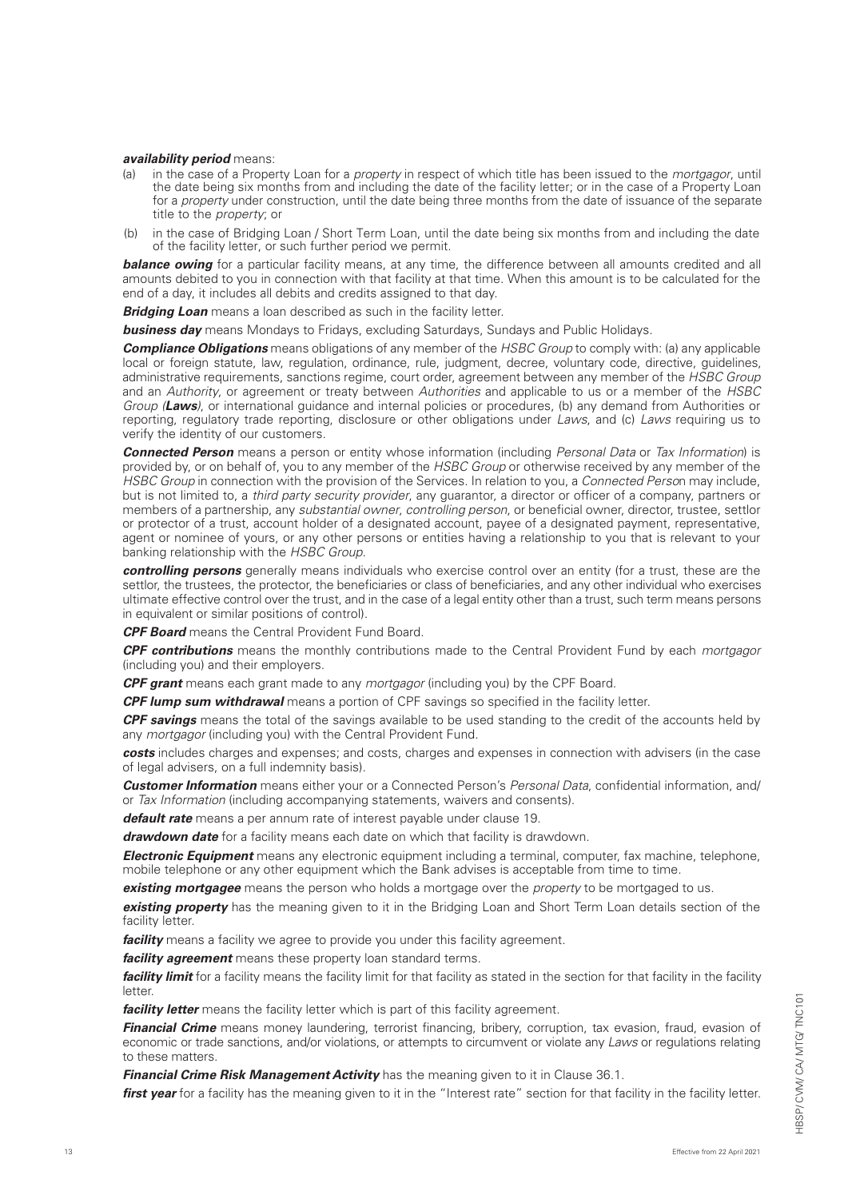***availability period*** means:

(a) in the case of a Property Loan for a *property* in respect of which title has been issued to the *mortgagor*, until the date being six months from and including the date of the facility letter; or in the case of a Property Loan for a *property* under construction, until the date being three months from the date of issuance of the separate title to the *property*; or

(b) in the case of Bridging Loan / Short Term Loan, until the date being six months from and including the date of the facility letter, or such further period we permit.

***balance owing*** for a particular facility means, at any time, the difference between all amounts credited and all amounts debited to you in connection with that facility at that time. When this amount is to be calculated for the end of a day, it includes all debits and credits assigned to that day.

***Bridging Loan*** means a loan described as such in the facility letter.

***business day*** means Mondays to Fridays, excluding Saturdays, Sundays and Public Holidays.

***Compliance Obligations*** means obligations of any member of the *HSBC Group* to comply with: (a) any applicable local or foreign statute, law, regulation, ordinance, rule, judgment, decree, voluntary code, directive, guidelines, administrative requirements, sanctions regime, court order, agreement between any member of the *HSBC Group* and an *Authority*, or agreement or treaty between *Authorities* and applicable to us or a member of the *HSBC Group* (***Laws***), or international guidance and internal policies or procedures, (b) any demand from Authorities or reporting, regulatory trade reporting, disclosure or other obligations under *Laws*, and (c) *Laws* requiring us to verify the identity of our customers.

***Connected Person*** means a person or entity whose information (including *Personal Data* or *Tax Information*) is provided by, or on behalf of, you to any member of the *HSBC Group* or otherwise received by any member of the *HSBC Group* in connection with the provision of the Services. In relation to you, a *Connected Person* may include, but is not limited to, a *third party security provider*, any guarantor, a director or officer of a company, partners or members of a partnership, any *substantial owner*, *controlling person*, or beneficial owner, director, trustee, settlor or protector of a trust, account holder of a designated account, payee of a designated payment, representative, agent or nominee of yours, or any other persons or entities having a relationship to you that is relevant to your banking relationship with the *HSBC Group*.

***controlling persons*** generally means individuals who exercise control over an entity (for a trust, these are the settlor, the trustees, the protector, the beneficiaries or class of beneficiaries, and any other individual who exercises ultimate effective control over the trust, and in the case of a legal entity other than a trust, such term means persons in equivalent or similar positions of control).

***CPF Board*** means the Central Provident Fund Board.

***CPF contributions*** means the monthly contributions made to the Central Provident Fund by each *mortgagor* (including you) and their employers.

***CPF grant*** means each grant made to any *mortgagor* (including you) by the CPF Board.

***CPF lump sum withdrawal*** means a portion of CPF savings so specified in the facility letter.

***CPF savings*** means the total of the savings available to be used standing to the credit of the accounts held by any *mortgagor* (including you) with the Central Provident Fund.

***costs*** includes charges and expenses; and costs, charges and expenses in connection with advisers (in the case of legal advisers, on a full indemnity basis).

***Customer Information*** means either your or a Connected Person's *Personal Data*, confidential information, and/or *Tax Information* (including accompanying statements, waivers and consents).

***default rate*** means a per annum rate of interest payable under clause 19.

***drawdown date*** for a facility means each date on which that facility is drawdown.

***Electronic Equipment*** means any electronic equipment including a terminal, computer, fax machine, telephone, mobile telephone or any other equipment which the Bank advises is acceptable from time to time.

***existing mortgagee*** means the person who holds a mortgage over the *property* to be mortgaged to us.

***existing property*** has the meaning given to it in the Bridging Loan and Short Term Loan details section of the facility letter.

***facility*** means a facility we agree to provide you under this facility agreement.

***facility agreement*** means these property loan standard terms.

***facility limit*** for a facility means the facility limit for that facility as stated in the section for that facility in the facility letter.

***facility letter*** means the facility letter which is part of this facility agreement.

***Financial Crime*** means money laundering, terrorist financing, bribery, corruption, tax evasion, fraud, evasion of economic or trade sanctions, and/or violations, or attempts to circumvent or violate any *Laws* or regulations relating to these matters.

***Financial Crime Risk Management Activity*** has the meaning given to it in Clause 36.1.

***first year*** for a facility has the meaning given to it in the "Interest rate" section for that facility in the facility letter.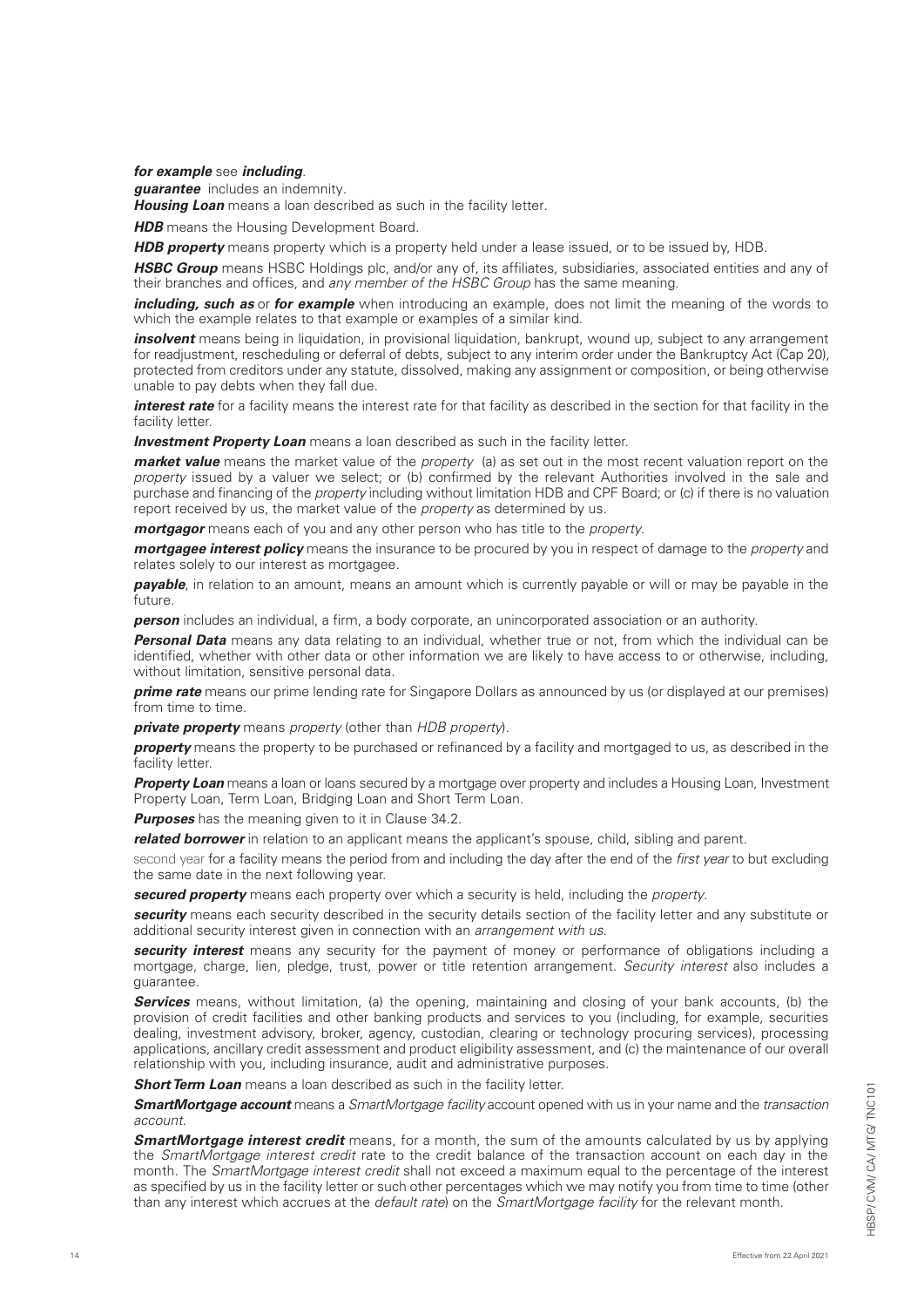***for example*** see ***including***.

***guarantee*** includes an indemnity.

***Housing Loan*** means a loan described as such in the facility letter.

***HDB*** means the Housing Development Board.

***HDB property*** means property which is a property held under a lease issued, or to be issued by, HDB.

***HSBC Group*** means HSBC Holdings plc, and/or any of, its affiliates, subsidiaries, associated entities and any of their branches and offices, and *any member of the HSBC Group* has the same meaning.

***including, such as*** or ***for example*** when introducing an example, does not limit the meaning of the words to which the example relates to that example or examples of a similar kind.

***insolvent*** means being in liquidation, in provisional liquidation, bankrupt, wound up, subject to any arrangement for readjustment, rescheduling or deferral of debts, subject to any interim order under the Bankruptcy Act (Cap 20), protected from creditors under any statute, dissolved, making any assignment or composition, or being otherwise unable to pay debts when they fall due.

***interest rate*** for a facility means the interest rate for that facility as described in the section for that facility in the facility letter.

***Investment Property Loan*** means a loan described as such in the facility letter.

***market value*** means the market value of the *property* (a) as set out in the most recent valuation report on the *property* issued by a valuer we select; or (b) confirmed by the relevant Authorities involved in the sale and purchase and financing of the *property* including without limitation HDB and CPF Board; or (c) if there is no valuation report received by us, the market value of the *property* as determined by us.

***mortgagor*** means each of you and any other person who has title to the *property*.

***mortgagee interest policy*** means the insurance to be procured by you in respect of damage to the *property* and relates solely to our interest as mortgagee.

***payable***, in relation to an amount, means an amount which is currently payable or will or may be payable in the future.

***person*** includes an individual, a firm, a body corporate, an unincorporated association or an authority.

***Personal Data*** means any data relating to an individual, whether true or not, from which the individual can be identified, whether with other data or other information we are likely to have access to or otherwise, including, without limitation, sensitive personal data.

***prime rate*** means our prime lending rate for Singapore Dollars as announced by us (or displayed at our premises) from time to time.

***private property*** means *property* (other than *HDB property*).

***property*** means the property to be purchased or refinanced by a facility and mortgaged to us, as described in the facility letter.

***Property Loan*** means a loan or loans secured by a mortgage over property and includes a Housing Loan, Investment Property Loan, Term Loan, Bridging Loan and Short Term Loan.

***Purposes*** has the meaning given to it in Clause 34.2.

***related borrower*** in relation to an applicant means the applicant's spouse, child, sibling and parent.

second year for a facility means the period from and including the day after the end of the *first year* to but excluding the same date in the next following year.

***secured property*** means each property over which a security is held, including the *property*.

***security*** means each security described in the security details section of the facility letter and any substitute or additional security interest given in connection with an *arrangement with us*.

***security interest*** means any security for the payment of money or performance of obligations including a mortgage, charge, lien, pledge, trust, power or title retention arrangement. *Security interest* also includes a guarantee.

***Services*** means, without limitation, (a) the opening, maintaining and closing of your bank accounts, (b) the provision of credit facilities and other banking products and services to you (including, for example, securities dealing, investment advisory, broker, agency, custodian, clearing or technology procuring services), processing applications, ancillary credit assessment and product eligibility assessment, and (c) the maintenance of our overall relationship with you, including insurance, audit and administrative purposes.

***Short Term Loan*** means a loan described as such in the facility letter.

***SmartMortgage account*** means a *SmartMortgage facility* account opened with us in your name and the *transaction account*.

***SmartMortgage interest credit*** means, for a month, the sum of the amounts calculated by us by applying the *SmartMortgage interest credit* rate to the credit balance of the transaction account on each day in the month. The *SmartMortgage interest credit* shall not exceed a maximum equal to the percentage of the interest as specified by us in the facility letter or such other percentages which we may notify you from time to time (other than any interest which accrues at the *default rate*) on the *SmartMortgage facility* for the relevant month.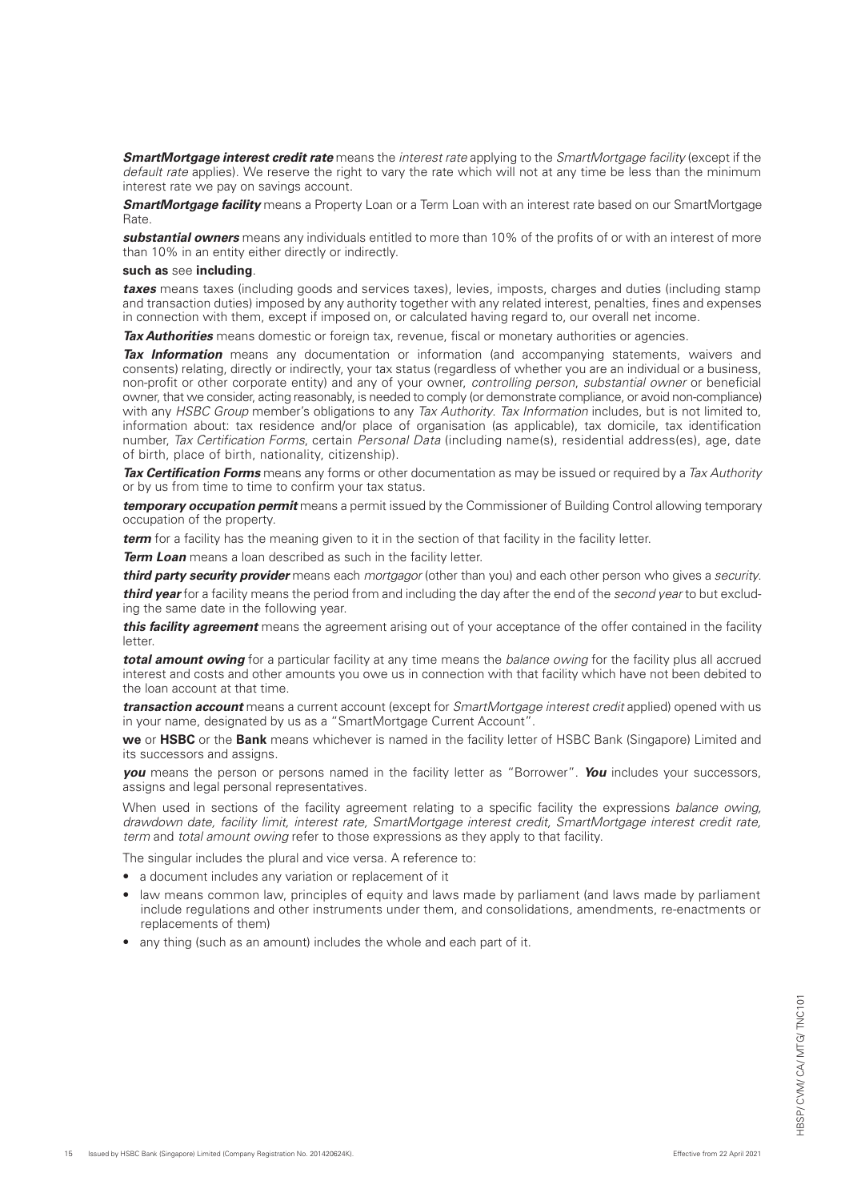***SmartMortgage interest credit rate*** means the *interest rate* applying to the *SmartMortgage facility* (except if the *default rate* applies). We reserve the right to vary the rate which will not at any time be less than the minimum interest rate we pay on savings account.

***SmartMortgage facility*** means a Property Loan or a Term Loan with an interest rate based on our SmartMortgage Rate.

***substantial owners*** means any individuals entitled to more than 10% of the profits of or with an interest of more than 10% in an entity either directly or indirectly.

**such as** see **including**.

***taxes*** means taxes (including goods and services taxes), levies, imposts, charges and duties (including stamp and transaction duties) imposed by any authority together with any related interest, penalties, fines and expenses in connection with them, except if imposed on, or calculated having regard to, our overall net income.

***Tax Authorities*** means domestic or foreign tax, revenue, fiscal or monetary authorities or agencies.

***Tax Information*** means any documentation or information (and accompanying statements, waivers and consents) relating, directly or indirectly, your tax status (regardless of whether you are an individual or a business, non-profit or other corporate entity) and any of your owner, *controlling person*, *substantial owner* or beneficial owner, that we consider, acting reasonably, is needed to comply (or demonstrate compliance, or avoid non-compliance) with any *HSBC Group* member's obligations to any *Tax Authority*. *Tax Information* includes, but is not limited to, information about: tax residence and/or place of organisation (as applicable), tax domicile, tax identification number, *Tax Certification Forms*, certain *Personal Data* (including name(s), residential address(es), age, date of birth, place of birth, nationality, citizenship).

***Tax Certification Forms*** means any forms or other documentation as may be issued or required by a *Tax Authority* or by us from time to time to confirm your tax status.

***temporary occupation permit*** means a permit issued by the Commissioner of Building Control allowing temporary occupation of the property.

***term*** for a facility has the meaning given to it in the section of that facility in the facility letter.

***Term Loan*** means a loan described as such in the facility letter.

***third party security provider*** means each *mortgagor* (other than you) and each other person who gives a *security*.

***third year*** for a facility means the period from and including the day after the end of the *second year* to but excluding the same date in the following year.

***this facility agreement*** means the agreement arising out of your acceptance of the offer contained in the facility letter.

***total amount owing*** for a particular facility at any time means the *balance owing* for the facility plus all accrued interest and costs and other amounts you owe us in connection with that facility which have not been debited to the loan account at that time.

***transaction account*** means a current account (except for *SmartMortgage interest credit* applied) opened with us in your name, designated by us as a "SmartMortgage Current Account".

**we** or **HSBC** or the **Bank** means whichever is named in the facility letter of HSBC Bank (Singapore) Limited and its successors and assigns.

***you*** means the person or persons named in the facility letter as "Borrower". ***You*** includes your successors, assigns and legal personal representatives.

When used in sections of the facility agreement relating to a specific facility the expressions *balance owing, drawdown date, facility limit, interest rate, SmartMortgage interest credit, SmartMortgage interest credit rate, term* and *total amount owing* refer to those expressions as they apply to that facility.

The singular includes the plural and vice versa. A reference to:

- a document includes any variation or replacement of it
- law means common law, principles of equity and laws made by parliament (and laws made by parliament include regulations and other instruments under them, and consolidations, amendments, re-enactments or replacements of them)
- any thing (such as an amount) includes the whole and each part of it.

Issued by HSBC Bank (Singapore) Limited (Company Registration No. 201420624K). Effective from 22 April 2021

HBSP/ CVM/ CA/ MTG/ TNC101